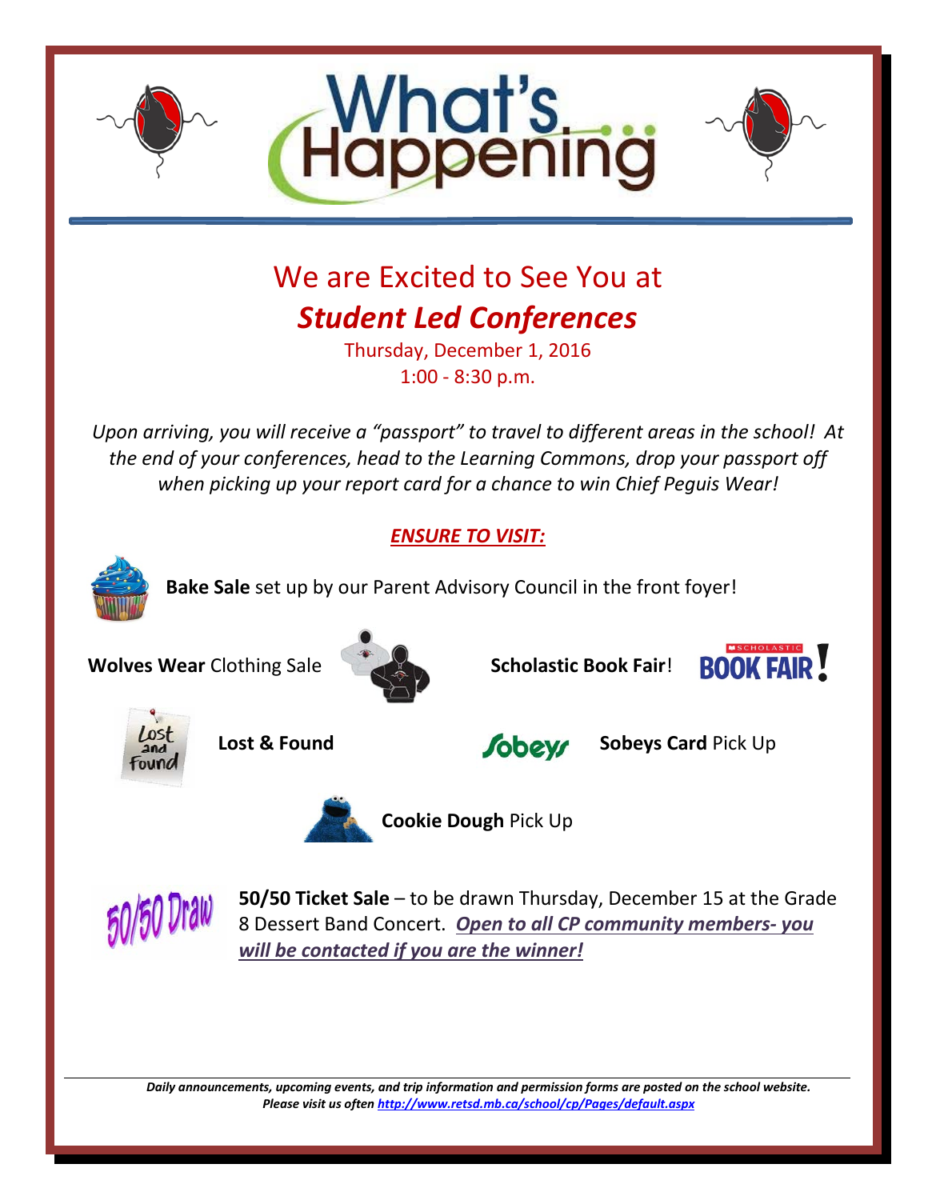# What's Happening

## We are Excited to See You at

## *Student Led Conferences*

Thursday, December 1, 2016
1:00 - 8:30 p.m.

*Upon arriving, you will receive a "passport" to travel to different areas in the school! At the end of your conferences, head to the Learning Commons, drop your passport off when picking up your report card for a chance to win Chief Peguis Wear!*

***ENSURE TO VISIT:***

**Bake Sale** set up by our Parent Advisory Council in the front foyer!

**Wolves Wear** Clothing Sale

**Scholastic Book Fair**!

**Lost & Found**

**Sobeys Card** Pick Up

**Cookie Dough** Pick Up

**50/50 Ticket Sale** – to be drawn Thursday, December 15 at the Grade 8 Dessert Band Concert. ***Open to all CP community members- you will be contacted if you are the winner!***

---

***Daily announcements, upcoming events, and trip information and permission forms are posted on the school website. Please visit us often http://www.retsd.mb.ca/school/cp/Pages/default.aspx***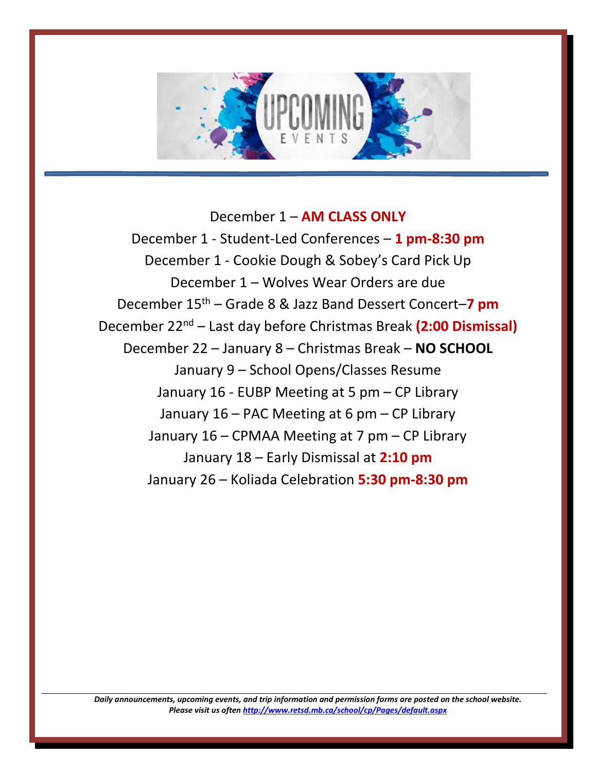# UPCOMING EVENTS

December 1 – **AM CLASS ONLY**

December 1 - Student-Led Conferences – **1 pm-8:30 pm**

December 1 - Cookie Dough & Sobey's Card Pick Up

December 1 – Wolves Wear Orders are due

December 15th – Grade 8 & Jazz Band Dessert Concert–**7 pm**

December 22nd – Last day before Christmas Break **(2:00 Dismissal)**

December 22 – January 8 – Christmas Break – **NO SCHOOL**

January 9 – School Opens/Classes Resume

January 16 - EUBP Meeting at 5 pm – CP Library

January 16 – PAC Meeting at 6 pm – CP Library

January 16 – CPMAA Meeting at 7 pm – CP Library

January 18 – Early Dismissal at **2:10 pm**

January 26 – Koliada Celebration **5:30 pm-8:30 pm**

***Daily announcements, upcoming events, and trip information and permission forms are posted on the school website. Please visit us often [http://www.retsd.mb.ca/school/cp/Pages/default.aspx](http://www.retsd.mb.ca/school/cp/Pages/default.aspx)***